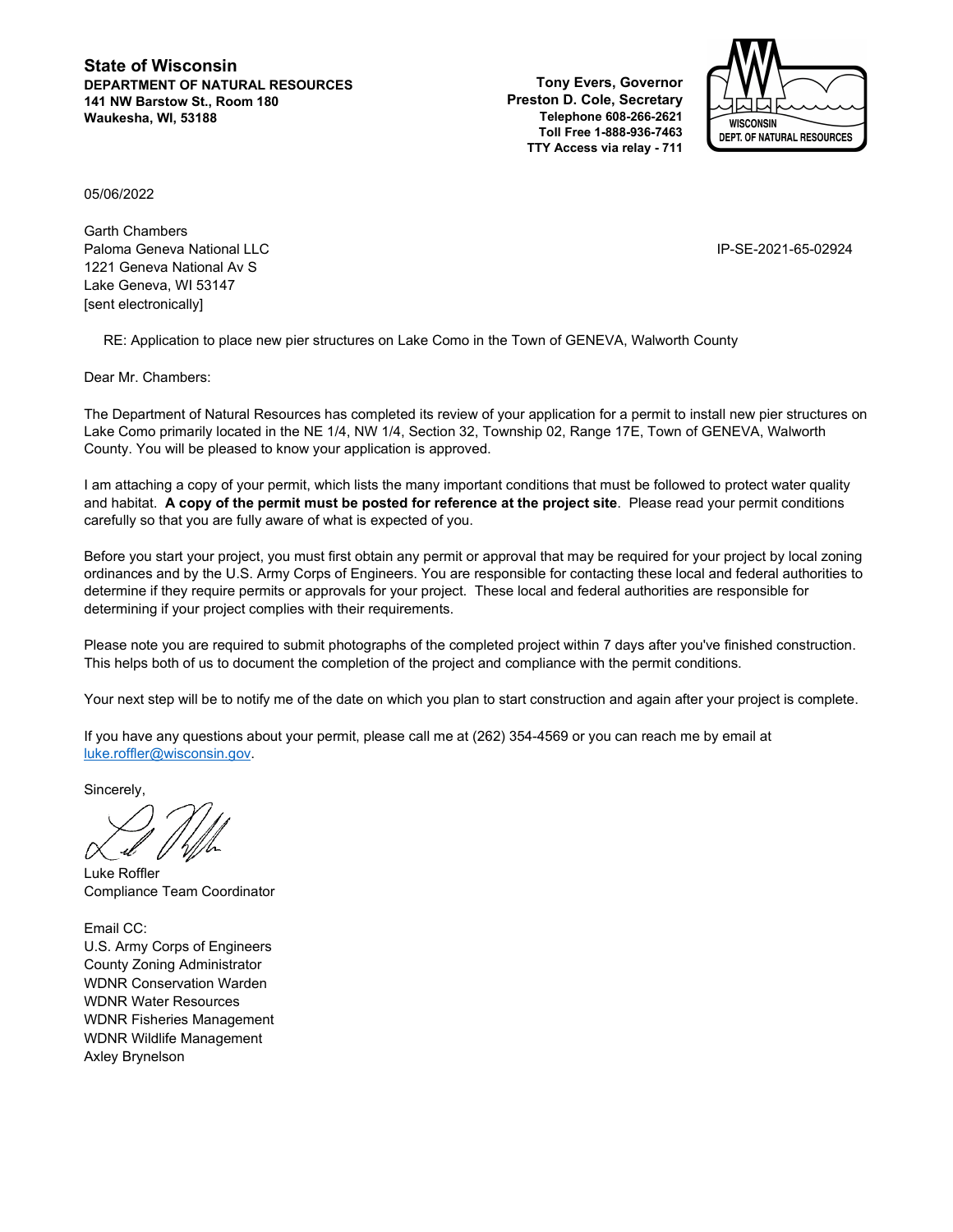**State of Wisconsin**
**DEPARTMENT OF NATURAL RESOURCES**
**141 NW Barstow St., Room 180**
**Waukesha, WI, 53188**

**Tony Evers, Governor**
**Preston D. Cole, Secretary**
**Telephone 608-266-2621**
**Toll Free 1-888-936-7463**
**TTY Access via relay - 711**

WISCONSIN DEPT. OF NATURAL RESOURCES

05/06/2022

Garth Chambers
Paloma Geneva National LLC
1221 Geneva National Av S
Lake Geneva, WI 53147
[sent electronically]

IP-SE-2021-65-02924

RE: Application to place new pier structures on Lake Como in the Town of GENEVA, Walworth County

Dear Mr. Chambers:

The Department of Natural Resources has completed its review of your application for a permit to install new pier structures on Lake Como primarily located in the NE 1/4, NW 1/4, Section 32, Township 02, Range 17E, Town of GENEVA, Walworth County. You will be pleased to know your application is approved.

I am attaching a copy of your permit, which lists the many important conditions that must be followed to protect water quality and habitat. **A copy of the permit must be posted for reference at the project site**. Please read your permit conditions carefully so that you are fully aware of what is expected of you.

Before you start your project, you must first obtain any permit or approval that may be required for your project by local zoning ordinances and by the U.S. Army Corps of Engineers. You are responsible for contacting these local and federal authorities to determine if they require permits or approvals for your project. These local and federal authorities are responsible for determining if your project complies with their requirements.

Please note you are required to submit photographs of the completed project within 7 days after you've finished construction. This helps both of us to document the completion of the project and compliance with the permit conditions.

Your next step will be to notify me of the date on which you plan to start construction and again after your project is complete.

If you have any questions about your permit, please call me at (262) 354-4569 or you can reach me by email at luke.roffler@wisconsin.gov.

Sincerely,

Luke Roffler
Compliance Team Coordinator

Email CC:
U.S. Army Corps of Engineers
County Zoning Administrator
WDNR Conservation Warden
WDNR Water Resources
WDNR Fisheries Management
WDNR Wildlife Management
Axley Brynelson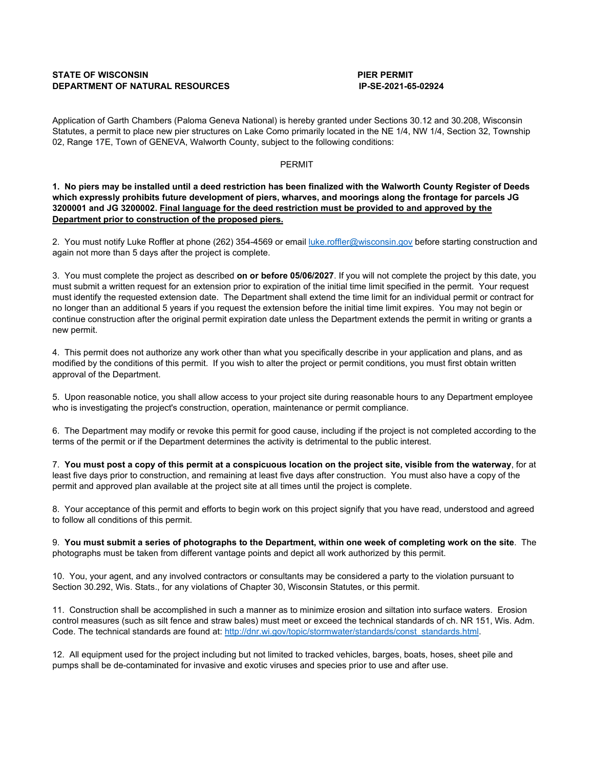**STATE OF WISCONSIN**
**DEPARTMENT OF NATURAL RESOURCES**

**PIER PERMIT**
**IP-SE-2021-65-02924**

Application of Garth Chambers (Paloma Geneva National) is hereby granted under Sections 30.12 and 30.208, Wisconsin Statutes, a permit to place new pier structures on Lake Como primarily located in the NE 1/4, NW 1/4, Section 32, Township 02, Range 17E, Town of GENEVA, Walworth County, subject to the following conditions:

PERMIT

**1. No piers may be installed until a deed restriction has been finalized with the Walworth County Register of Deeds which expressly prohibits future development of piers, wharves, and moorings along the frontage for parcels JG 3200001 and JG 3200002. <u>Final language for the deed restriction must be provided to and approved by the Department prior to construction of the proposed piers.</u>**

2. You must notify Luke Roffler at phone (262) 354-4569 or email luke.roffler@wisconsin.gov before starting construction and again not more than 5 days after the project is complete.

3. You must complete the project as described **on or before 05/06/2027**. If you will not complete the project by this date, you must submit a written request for an extension prior to expiration of the initial time limit specified in the permit. Your request must identify the requested extension date. The Department shall extend the time limit for an individual permit or contract for no longer than an additional 5 years if you request the extension before the initial time limit expires. You may not begin or continue construction after the original permit expiration date unless the Department extends the permit in writing or grants a new permit.

4. This permit does not authorize any work other than what you specifically describe in your application and plans, and as modified by the conditions of this permit. If you wish to alter the project or permit conditions, you must first obtain written approval of the Department.

5. Upon reasonable notice, you shall allow access to your project site during reasonable hours to any Department employee who is investigating the project's construction, operation, maintenance or permit compliance.

6. The Department may modify or revoke this permit for good cause, including if the project is not completed according to the terms of the permit or if the Department determines the activity is detrimental to the public interest.

7. **You must post a copy of this permit at a conspicuous location on the project site, visible from the waterway**, for at least five days prior to construction, and remaining at least five days after construction. You must also have a copy of the permit and approved plan available at the project site at all times until the project is complete.

8. Your acceptance of this permit and efforts to begin work on this project signify that you have read, understood and agreed to follow all conditions of this permit.

9. **You must submit a series of photographs to the Department, within one week of completing work on the site**. The photographs must be taken from different vantage points and depict all work authorized by this permit.

10. You, your agent, and any involved contractors or consultants may be considered a party to the violation pursuant to Section 30.292, Wis. Stats., for any violations of Chapter 30, Wisconsin Statutes, or this permit.

11. Construction shall be accomplished in such a manner as to minimize erosion and siltation into surface waters. Erosion control measures (such as silt fence and straw bales) must meet or exceed the technical standards of ch. NR 151, Wis. Adm. Code. The technical standards are found at: http://dnr.wi.gov/topic/stormwater/standards/const_standards.html.

12. All equipment used for the project including but not limited to tracked vehicles, barges, boats, hoses, sheet pile and pumps shall be de-contaminated for invasive and exotic viruses and species prior to use and after use.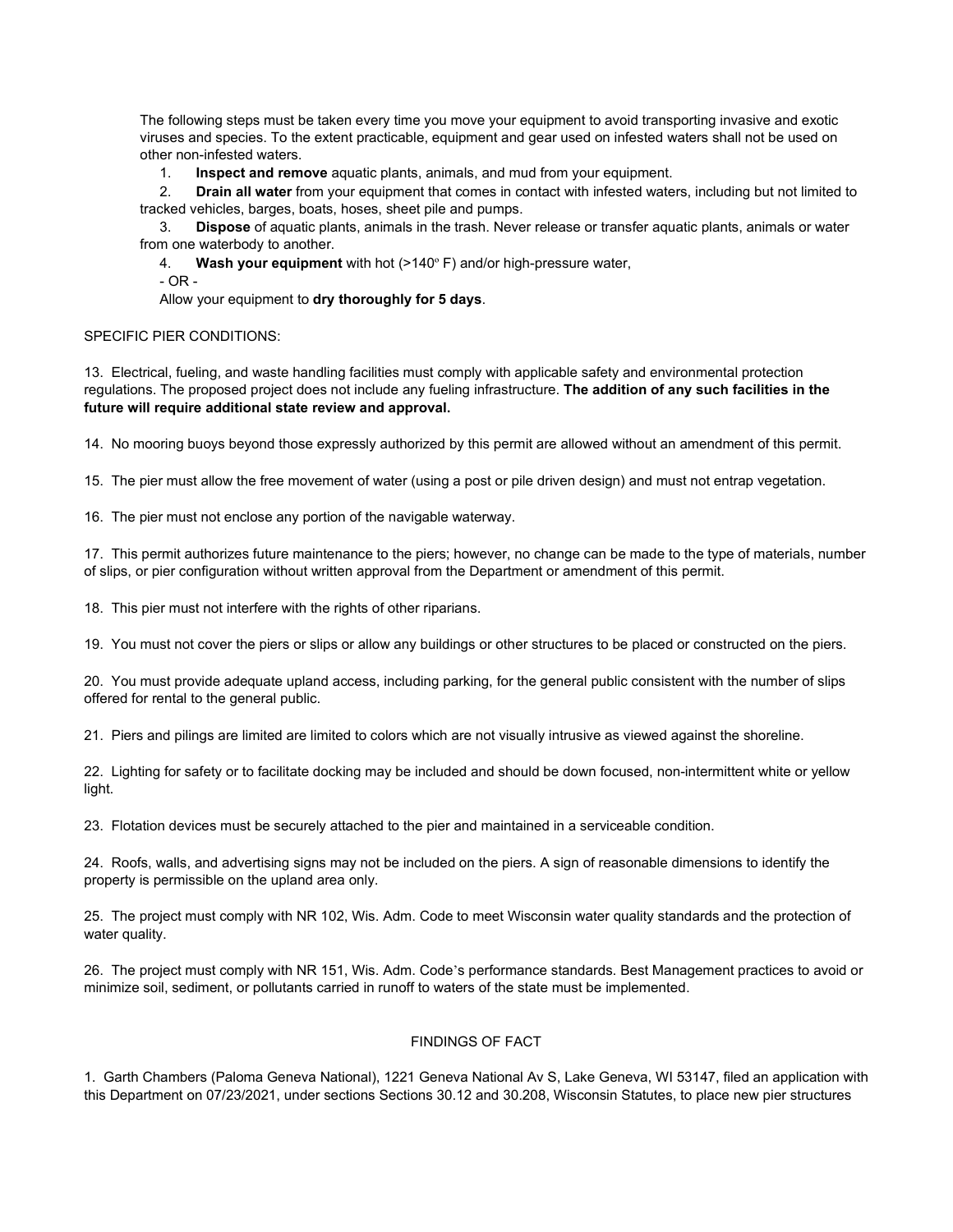The following steps must be taken every time you move your equipment to avoid transporting invasive and exotic viruses and species. To the extent practicable, equipment and gear used on infested waters shall not be used on other non-infested waters.

1. **Inspect and remove** aquatic plants, animals, and mud from your equipment.
2. **Drain all water** from your equipment that comes in contact with infested waters, including but not limited to tracked vehicles, barges, boats, hoses, sheet pile and pumps.
3. **Dispose** of aquatic plants, animals in the trash. Never release or transfer aquatic plants, animals or water from one waterbody to another.
4. **Wash your equipment** with hot (>140º F) and/or high-pressure water,

- OR -

Allow your equipment to **dry thoroughly for 5 days**.

SPECIFIC PIER CONDITIONS:

13. Electrical, fueling, and waste handling facilities must comply with applicable safety and environmental protection regulations. The proposed project does not include any fueling infrastructure. **The addition of any such facilities in the future will require additional state review and approval.**

14. No mooring buoys beyond those expressly authorized by this permit are allowed without an amendment of this permit.

15. The pier must allow the free movement of water (using a post or pile driven design) and must not entrap vegetation.

16. The pier must not enclose any portion of the navigable waterway.

17. This permit authorizes future maintenance to the piers; however, no change can be made to the type of materials, number of slips, or pier configuration without written approval from the Department or amendment of this permit.

18. This pier must not interfere with the rights of other riparians.

19. You must not cover the piers or slips or allow any buildings or other structures to be placed or constructed on the piers.

20. You must provide adequate upland access, including parking, for the general public consistent with the number of slips offered for rental to the general public.

21. Piers and pilings are limited are limited to colors which are not visually intrusive as viewed against the shoreline.

22. Lighting for safety or to facilitate docking may be included and should be down focused, non-intermittent white or yellow light.

23. Flotation devices must be securely attached to the pier and maintained in a serviceable condition.

24. Roofs, walls, and advertising signs may not be included on the piers. A sign of reasonable dimensions to identify the property is permissible on the upland area only.

25. The project must comply with NR 102, Wis. Adm. Code to meet Wisconsin water quality standards and the protection of water quality.

26. The project must comply with NR 151, Wis. Adm. Code's performance standards. Best Management practices to avoid or minimize soil, sediment, or pollutants carried in runoff to waters of the state must be implemented.

FINDINGS OF FACT

1. Garth Chambers (Paloma Geneva National), 1221 Geneva National Av S, Lake Geneva, WI 53147, filed an application with this Department on 07/23/2021, under sections Sections 30.12 and 30.208, Wisconsin Statutes, to place new pier structures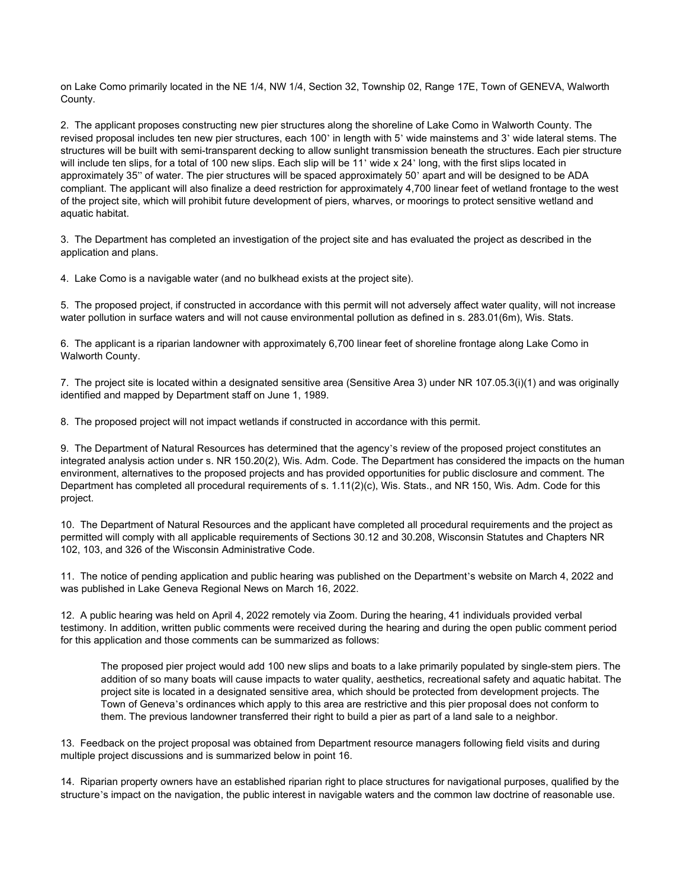on Lake Como primarily located in the NE 1/4, NW 1/4, Section 32, Township 02, Range 17E, Town of GENEVA, Walworth County.

2. The applicant proposes constructing new pier structures along the shoreline of Lake Como in Walworth County. The revised proposal includes ten new pier structures, each 100' in length with 5' wide mainstems and 3' wide lateral stems. The structures will be built with semi-transparent decking to allow sunlight transmission beneath the structures. Each pier structure will include ten slips, for a total of 100 new slips. Each slip will be 11' wide x 24' long, with the first slips located in approximately 35" of water. The pier structures will be spaced approximately 50' apart and will be designed to be ADA compliant. The applicant will also finalize a deed restriction for approximately 4,700 linear feet of wetland frontage to the west of the project site, which will prohibit future development of piers, wharves, or moorings to protect sensitive wetland and aquatic habitat.

3. The Department has completed an investigation of the project site and has evaluated the project as described in the application and plans.

4. Lake Como is a navigable water (and no bulkhead exists at the project site).

5. The proposed project, if constructed in accordance with this permit will not adversely affect water quality, will not increase water pollution in surface waters and will not cause environmental pollution as defined in s. 283.01(6m), Wis. Stats.

6. The applicant is a riparian landowner with approximately 6,700 linear feet of shoreline frontage along Lake Como in Walworth County.

7. The project site is located within a designated sensitive area (Sensitive Area 3) under NR 107.05.3(i)(1) and was originally identified and mapped by Department staff on June 1, 1989.

8. The proposed project will not impact wetlands if constructed in accordance with this permit.

9. The Department of Natural Resources has determined that the agency's review of the proposed project constitutes an integrated analysis action under s. NR 150.20(2), Wis. Adm. Code. The Department has considered the impacts on the human environment, alternatives to the proposed projects and has provided opportunities for public disclosure and comment. The Department has completed all procedural requirements of s. 1.11(2)(c), Wis. Stats., and NR 150, Wis. Adm. Code for this project.

10. The Department of Natural Resources and the applicant have completed all procedural requirements and the project as permitted will comply with all applicable requirements of Sections 30.12 and 30.208, Wisconsin Statutes and Chapters NR 102, 103, and 326 of the Wisconsin Administrative Code.

11. The notice of pending application and public hearing was published on the Department's website on March 4, 2022 and was published in Lake Geneva Regional News on March 16, 2022.

12. A public hearing was held on April 4, 2022 remotely via Zoom. During the hearing, 41 individuals provided verbal testimony. In addition, written public comments were received during the hearing and during the open public comment period for this application and those comments can be summarized as follows:

> The proposed pier project would add 100 new slips and boats to a lake primarily populated by single-stem piers. The addition of so many boats will cause impacts to water quality, aesthetics, recreational safety and aquatic habitat. The project site is located in a designated sensitive area, which should be protected from development projects. The Town of Geneva's ordinances which apply to this area are restrictive and this pier proposal does not conform to them. The previous landowner transferred their right to build a pier as part of a land sale to a neighbor.

13. Feedback on the project proposal was obtained from Department resource managers following field visits and during multiple project discussions and is summarized below in point 16.

14. Riparian property owners have an established riparian right to place structures for navigational purposes, qualified by the structure's impact on the navigation, the public interest in navigable waters and the common law doctrine of reasonable use.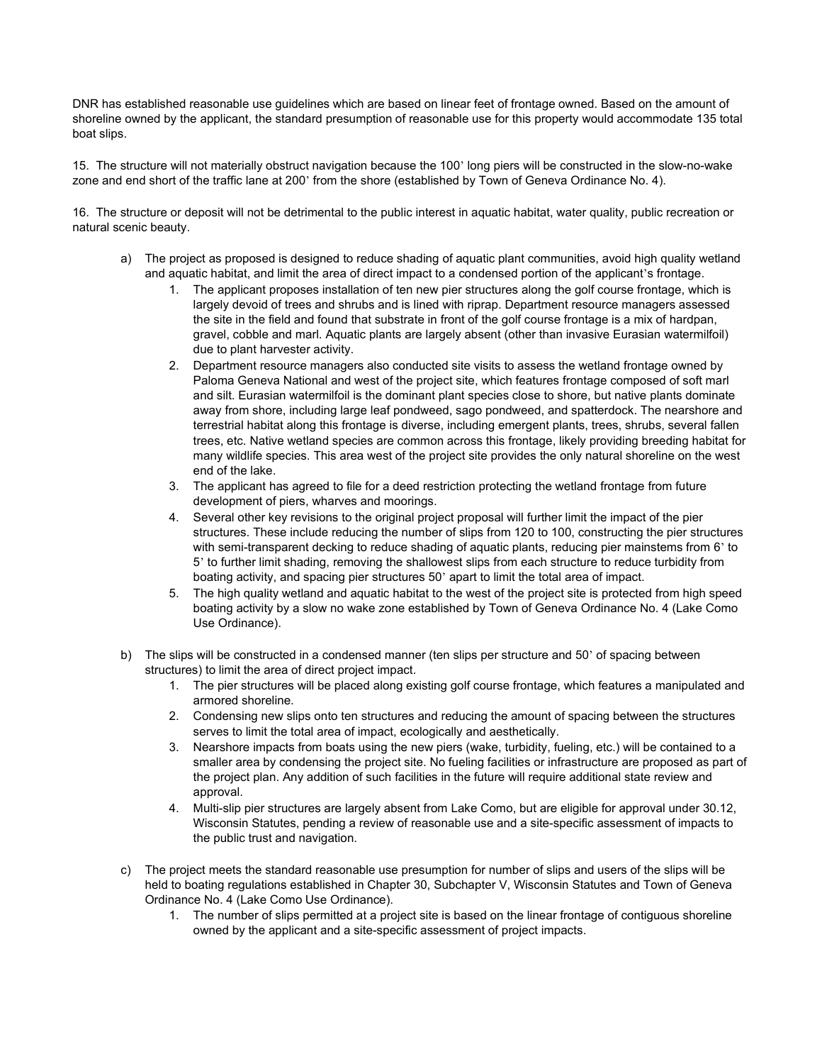DNR has established reasonable use guidelines which are based on linear feet of frontage owned. Based on the amount of shoreline owned by the applicant, the standard presumption of reasonable use for this property would accommodate 135 total boat slips.

15. The structure will not materially obstruct navigation because the 100' long piers will be constructed in the slow-no-wake zone and end short of the traffic lane at 200' from the shore (established by Town of Geneva Ordinance No. 4).

16. The structure or deposit will not be detrimental to the public interest in aquatic habitat, water quality, public recreation or natural scenic beauty.

a) The project as proposed is designed to reduce shading of aquatic plant communities, avoid high quality wetland and aquatic habitat, and limit the area of direct impact to a condensed portion of the applicant's frontage.

   1. The applicant proposes installation of ten new pier structures along the golf course frontage, which is largely devoid of trees and shrubs and is lined with riprap. Department resource managers assessed the site in the field and found that substrate in front of the golf course frontage is a mix of hardpan, gravel, cobble and marl. Aquatic plants are largely absent (other than invasive Eurasian watermilfoil) due to plant harvester activity.
   2. Department resource managers also conducted site visits to assess the wetland frontage owned by Paloma Geneva National and west of the project site, which features frontage composed of soft marl and silt. Eurasian watermilfoil is the dominant plant species close to shore, but native plants dominate away from shore, including large leaf pondweed, sago pondweed, and spatterdock. The nearshore and terrestrial habitat along this frontage is diverse, including emergent plants, trees, shrubs, several fallen trees, etc. Native wetland species are common across this frontage, likely providing breeding habitat for many wildlife species. This area west of the project site provides the only natural shoreline on the west end of the lake.
   3. The applicant has agreed to file for a deed restriction protecting the wetland frontage from future development of piers, wharves and moorings.
   4. Several other key revisions to the original project proposal will further limit the impact of the pier structures. These include reducing the number of slips from 120 to 100, constructing the pier structures with semi-transparent decking to reduce shading of aquatic plants, reducing pier mainstems from 6' to 5' to further limit shading, removing the shallowest slips from each structure to reduce turbidity from boating activity, and spacing pier structures 50' apart to limit the total area of impact.
   5. The high quality wetland and aquatic habitat to the west of the project site is protected from high speed boating activity by a slow no wake zone established by Town of Geneva Ordinance No. 4 (Lake Como Use Ordinance).

b) The slips will be constructed in a condensed manner (ten slips per structure and 50' of spacing between structures) to limit the area of direct project impact.

   1. The pier structures will be placed along existing golf course frontage, which features a manipulated and armored shoreline.
   2. Condensing new slips onto ten structures and reducing the amount of spacing between the structures serves to limit the total area of impact, ecologically and aesthetically.
   3. Nearshore impacts from boats using the new piers (wake, turbidity, fueling, etc.) will be contained to a smaller area by condensing the project site. No fueling facilities or infrastructure are proposed as part of the project plan. Any addition of such facilities in the future will require additional state review and approval.
   4. Multi-slip pier structures are largely absent from Lake Como, but are eligible for approval under 30.12, Wisconsin Statutes, pending a review of reasonable use and a site-specific assessment of impacts to the public trust and navigation.

c) The project meets the standard reasonable use presumption for number of slips and users of the slips will be held to boating regulations established in Chapter 30, Subchapter V, Wisconsin Statutes and Town of Geneva Ordinance No. 4 (Lake Como Use Ordinance).

   1. The number of slips permitted at a project site is based on the linear frontage of contiguous shoreline owned by the applicant and a site-specific assessment of project impacts.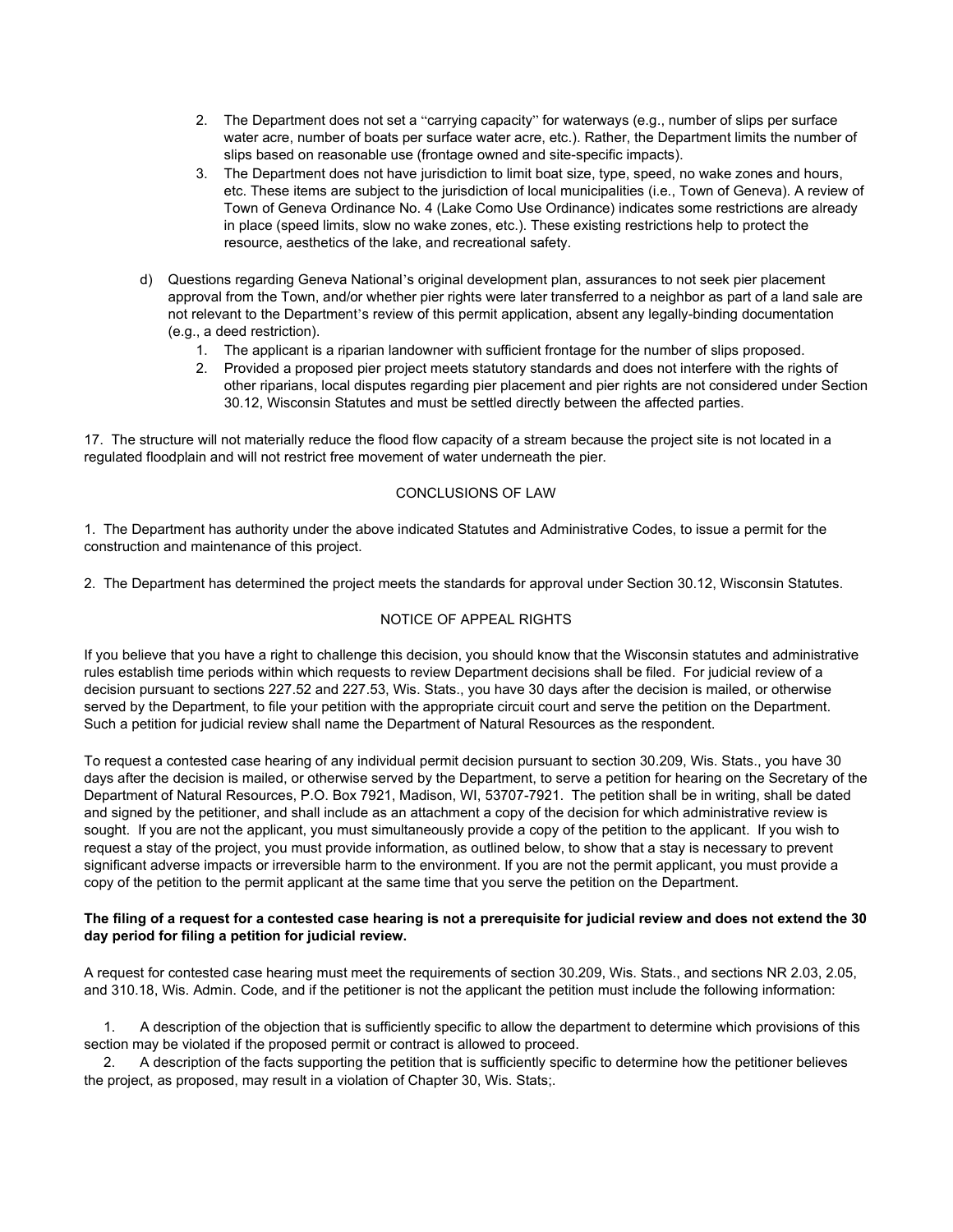2. The Department does not set a "carrying capacity" for waterways (e.g., number of slips per surface water acre, number of boats per surface water acre, etc.). Rather, the Department limits the number of slips based on reasonable use (frontage owned and site-specific impacts).
3. The Department does not have jurisdiction to limit boat size, type, speed, no wake zones and hours, etc. These items are subject to the jurisdiction of local municipalities (i.e., Town of Geneva). A review of Town of Geneva Ordinance No. 4 (Lake Como Use Ordinance) indicates some restrictions are already in place (speed limits, slow no wake zones, etc.). These existing restrictions help to protect the resource, aesthetics of the lake, and recreational safety.

d) Questions regarding Geneva National's original development plan, assurances to not seek pier placement approval from the Town, and/or whether pier rights were later transferred to a neighbor as part of a land sale are not relevant to the Department's review of this permit application, absent any legally-binding documentation (e.g., a deed restriction).
   1. The applicant is a riparian landowner with sufficient frontage for the number of slips proposed.
   2. Provided a proposed pier project meets statutory standards and does not interfere with the rights of other riparians, local disputes regarding pier placement and pier rights are not considered under Section 30.12, Wisconsin Statutes and must be settled directly between the affected parties.

17. The structure will not materially reduce the flood flow capacity of a stream because the project site is not located in a regulated floodplain and will not restrict free movement of water underneath the pier.

## CONCLUSIONS OF LAW

1. The Department has authority under the above indicated Statutes and Administrative Codes, to issue a permit for the construction and maintenance of this project.

2. The Department has determined the project meets the standards for approval under Section 30.12, Wisconsin Statutes.

## NOTICE OF APPEAL RIGHTS

If you believe that you have a right to challenge this decision, you should know that the Wisconsin statutes and administrative rules establish time periods within which requests to review Department decisions shall be filed. For judicial review of a decision pursuant to sections 227.52 and 227.53, Wis. Stats., you have 30 days after the decision is mailed, or otherwise served by the Department, to file your petition with the appropriate circuit court and serve the petition on the Department. Such a petition for judicial review shall name the Department of Natural Resources as the respondent.

To request a contested case hearing of any individual permit decision pursuant to section 30.209, Wis. Stats., you have 30 days after the decision is mailed, or otherwise served by the Department, to serve a petition for hearing on the Secretary of the Department of Natural Resources, P.O. Box 7921, Madison, WI, 53707-7921. The petition shall be in writing, shall be dated and signed by the petitioner, and shall include as an attachment a copy of the decision for which administrative review is sought. If you are not the applicant, you must simultaneously provide a copy of the petition to the applicant. If you wish to request a stay of the project, you must provide information, as outlined below, to show that a stay is necessary to prevent significant adverse impacts or irreversible harm to the environment. If you are not the permit applicant, you must provide a copy of the petition to the permit applicant at the same time that you serve the petition on the Department.

**The filing of a request for a contested case hearing is not a prerequisite for judicial review and does not extend the 30 day period for filing a petition for judicial review.**

A request for contested case hearing must meet the requirements of section 30.209, Wis. Stats., and sections NR 2.03, 2.05, and 310.18, Wis. Admin. Code, and if the petitioner is not the applicant the petition must include the following information:

1. A description of the objection that is sufficiently specific to allow the department to determine which provisions of this section may be violated if the proposed permit or contract is allowed to proceed.
2. A description of the facts supporting the petition that is sufficiently specific to determine how the petitioner believes the project, as proposed, may result in a violation of Chapter 30, Wis. Stats;.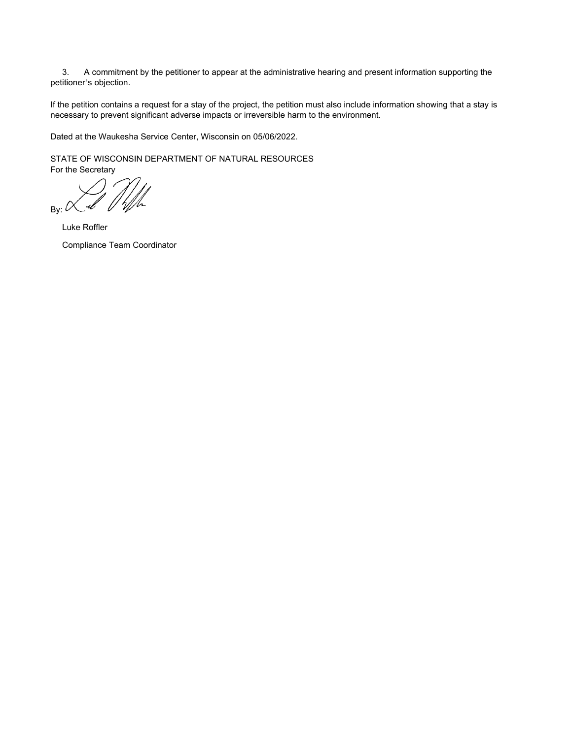3. A commitment by the petitioner to appear at the administrative hearing and present information supporting the petitioner's objection.

If the petition contains a request for a stay of the project, the petition must also include information showing that a stay is necessary to prevent significant adverse impacts or irreversible harm to the environment.

Dated at the Waukesha Service Center, Wisconsin on 05/06/2022.

STATE OF WISCONSIN DEPARTMENT OF NATURAL RESOURCES
For the Secretary

By:

Luke Roffler

Compliance Team Coordinator